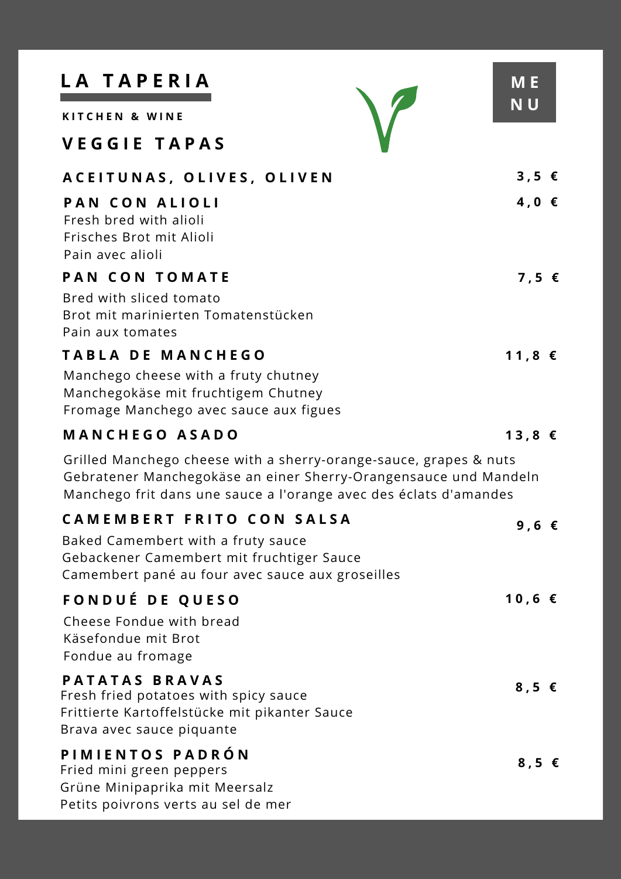# LA TAPERIA

**KITCHEN & WINE**

**MENU**

## VEGGIE TAPAS

### ACEITUNAS, OLIVES, OLIVEN — 3,5 €

### PAN CON ALIOLI — 4,0 €

Fresh bred with alioli
Frisches Brot mit Alioli
Pain avec alioli

### PAN CON TOMATE — 7,5 €

Bred with sliced tomato
Brot mit marinierten Tomatenstücken
Pain aux tomates

### TABLA DE MANCHEGO — 11,8 €

Manchego cheese with a fruty chutney
Manchegokäse mit fruchtigem Chutney
Fromage Manchego avec sauce aux figues

### MANCHEGO ASADO — 13,8 €

Grilled Manchego cheese with a sherry-orange-sauce, grapes & nuts
Gebratener Manchegokäse an einer Sherry-Orangensauce und Mandeln
Manchego frit dans une sauce a l'orange avec des éclats d'amandes

### CAMEMBERT FRITO CON SALSA — 9,6 €

Baked Camembert with a fruty sauce
Gebackener Camembert mit fruchtiger Sauce
Camembert pané au four avec sauce aux groseilles

### FONDUÉ DE QUESO — 10,6 €

Cheese Fondue with bread
Käsefondue mit Brot
Fondue au fromage

### PATATAS BRAVAS — 8,5 €

Fresh fried potatoes with spicy sauce
Frittierte Kartoffelstücke mit pikanter Sauce
Brava avec sauce piquante

### PIMIENTOS PADRÓN — 8,5 €

Fried mini green peppers
Grüne Minipaprika mit Meersalz
Petits poivrons verts au sel de mer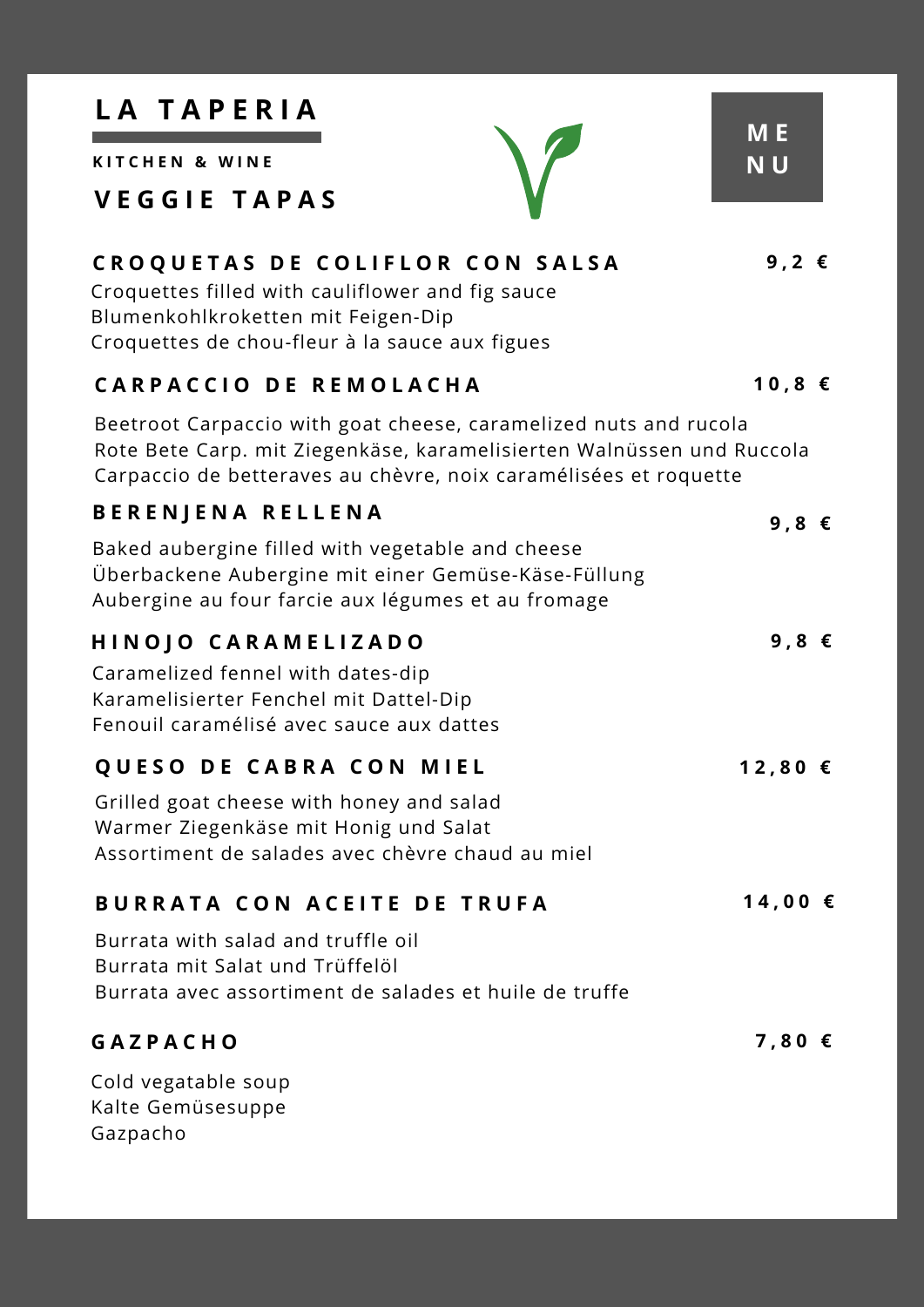# LA TAPERIA

KITCHEN & WINE

## VEGGIE TAPAS

MENU

### CROQUETAS DE COLIFLOR CON SALSA — 9,2 €

Croquettes filled with cauliflower and fig sauce
Blumenkohlkroketten mit Feigen-Dip
Croquettes de chou-fleur à la sauce aux figues

### CARPACCIO DE REMOLACHA — 10,8 €

Beetroot Carpaccio with goat cheese, caramelized nuts and rucola
Rote Bete Carp. mit Ziegenkäse, karamelisierten Walnüssen und Ruccola
Carpaccio de betteraves au chèvre, noix caramélisées et roquette

### BERENJENA RELLENA — 9,8 €

Baked aubergine filled with vegetable and cheese
Überbackene Aubergine mit einer Gemüse-Käse-Füllung
Aubergine au four farcie aux légumes et au fromage

### HINOJO CARAMELIZADO — 9,8 €

Caramelized fennel with dates-dip
Karamelisierter Fenchel mit Dattel-Dip
Fenouil caramélisé avec sauce aux dattes

### QUESO DE CABRA CON MIEL — 12,80 €

Grilled goat cheese with honey and salad
Warmer Ziegenkäse mit Honig und Salat
Assortiment de salades avec chèvre chaud au miel

### BURRATA CON ACEITE DE TRUFA — 14,00 €

Burrata with salad and truffle oil
Burrata mit Salat und Trüffelöl
Burrata avec assortiment de salades et huile de truffe

### GAZPACHO — 7,80 €

Cold vegatable soup
Kalte Gemüsesuppe
Gazpacho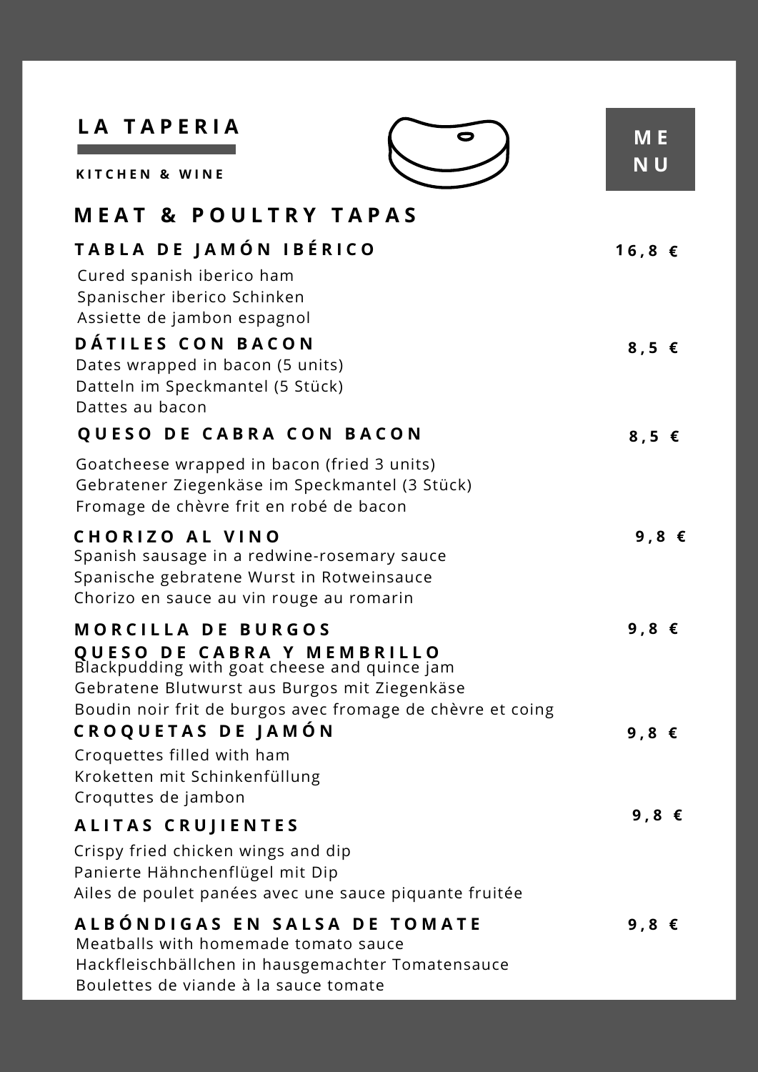# LA TAPERIA

KITCHEN & WINE

MENU

## MEAT & POULTRY TAPAS

### TABLA DE JAMÓN IBÉRICO — 16,8 €

Cured spanish iberico ham
Spanischer iberico Schinken
Assiette de jambon espagnol

### DÁTILES CON BACON — 8,5 €

Dates wrapped in bacon (5 units)
Datteln im Speckmantel (5 Stück)
Dattes au bacon

### QUESO DE CABRA CON BACON — 8,5 €

Goatcheese wrapped in bacon (fried 3 units)
Gebratener Ziegenkäse im Speckmantel (3 Stück)
Fromage de chèvre frit en robé de bacon

### CHORIZO AL VINO — 9,8 €

Spanish sausage in a redwine-rosemary sauce
Spanische gebratene Wurst in Rotweinsauce
Chorizo en sauce au vin rouge au romarin

### MORCILLA DE BURGOS QUESO DE CABRA Y MEMBRILLO — 9,8 €

Blackpudding with goat cheese and quince jam
Gebratene Blutwurst aus Burgos mit Ziegenkäse
Boudin noir frit de burgos avec fromage de chèvre et coing

### CROQUETAS DE JAMÓN — 9,8 €

Croquettes filled with ham
Kroketten mit Schinkenfüllung
Croquttes de jambon

### ALITAS CRUJIENTES — 9,8 €

Crispy fried chicken wings and dip
Panierte Hähnchenflügel mit Dip
Ailes de poulet panées avec une sauce piquante fruitée

### ALBÓNDIGAS EN SALSA DE TOMATE — 9,8 €

Meatballs with homemade tomato sauce
Hackfleischbällchen in hausgemachter Tomatensauce
Boulettes de viande à la sauce tomate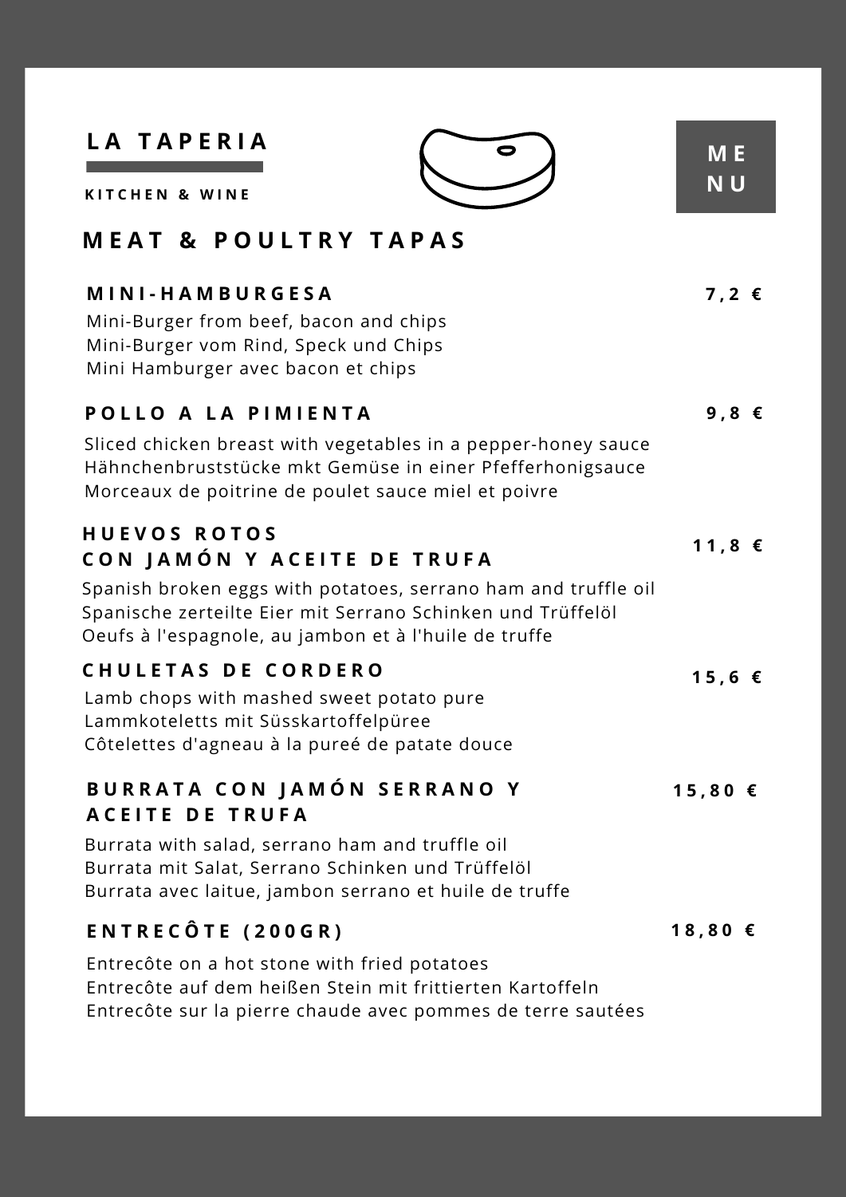**LA TAPERIA**

**KITCHEN & WINE**

**MENU**

# MEAT & POULTRY TAPAS

### MINI-HAMBURGESA — 7,2 €

Mini-Burger from beef, bacon and chips
Mini-Burger vom Rind, Speck und Chips
Mini Hamburger avec bacon et chips

### POLLO A LA PIMIENTA — 9,8 €

Sliced chicken breast with vegetables in a pepper-honey sauce
Hähnchenbruststücke mkt Gemüse in einer Pfefferhonigsauce
Morceaux de poitrine de poulet sauce miel et poivre

### HUEVOS ROTOS CON JAMÓN Y ACEITE DE TRUFA — 11,8 €

Spanish broken eggs with potatoes, serrano ham and truffle oil
Spanische zerteilte Eier mit Serrano Schinken und Trüffelöl
Oeufs à l'espagnole, au jambon et à l'huile de truffe

### CHULETAS DE CORDERO — 15,6 €

Lamb chops with mashed sweet potato pure
Lammkoteletts mit Süsskartoffelpüree
Côtelettes d'agneau à la pureé de patate douce

### BURRATA CON JAMÓN SERRANO Y ACEITE DE TRUFA — 15,80 €

Burrata with salad, serrano ham and truffle oil
Burrata mit Salat, Serrano Schinken und Trüffelöl
Burrata avec laitue, jambon serrano et huile de truffe

### ENTRECÔTE (200GR) — 18,80 €

Entrecôte on a hot stone with fried potatoes
Entrecôte auf dem heißen Stein mit frittierten Kartoffeln
Entrecôte sur la pierre chaude avec pommes de terre sautées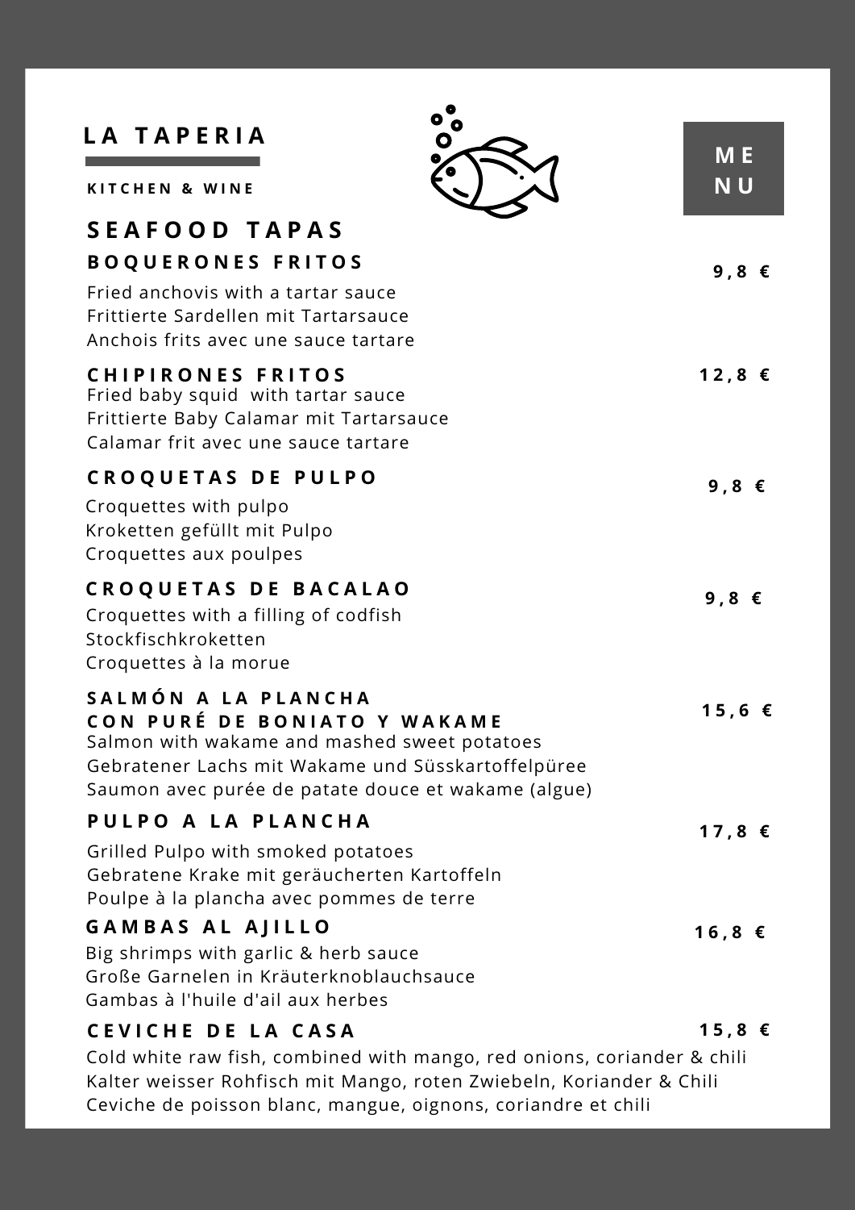# LA TAPERIA

KITCHEN & WINE

MENU

## SEAFOOD TAPAS

### BOQUERONES FRITOS — 9,8 €

Fried anchovis with a tartar sauce
Frittierte Sardellen mit Tartarsauce
Anchois frits avec une sauce tartare

### CHIPIRONES FRITOS — 12,8 €

Fried baby squid  with tartar sauce
Frittierte Baby Calamar mit Tartarsauce
Calamar frit avec une sauce tartare

### CROQUETAS DE PULPO — 9,8 €

Croquettes with pulpo
Kroketten gefüllt mit Pulpo
Croquettes aux poulpes

### CROQUETAS DE BACALAO — 9,8 €

Croquettes with a filling of codfish
Stockfischkroketten
Croquettes à la morue

### SALMÓN A LA PLANCHA CON PURÉ DE BONIATO Y WAKAME — 15,6 €

Salmon with wakame and mashed sweet potatoes
Gebratener Lachs mit Wakame und Süsskartoffelpüree
Saumon avec purée de patate douce et wakame (algue)

### PULPO A LA PLANCHA — 17,8 €

Grilled Pulpo with smoked potatoes
Gebratene Krake mit geräucherten Kartoffeln
Poulpe à la plancha avec pommes de terre

### GAMBAS AL AJILLO — 16,8 €

Big shrimps with garlic & herb sauce
Große Garnelen in Kräuterknoblauchsauce
Gambas à l'huile d'ail aux herbes

### CEVICHE DE LA CASA — 15,8 €

Cold white raw fish, combined with mango, red onions, coriander & chili
Kalter weisser Rohfisch mit Mango, roten Zwiebeln, Koriander & Chili
Ceviche de poisson blanc, mangue, oignons, coriandre et chili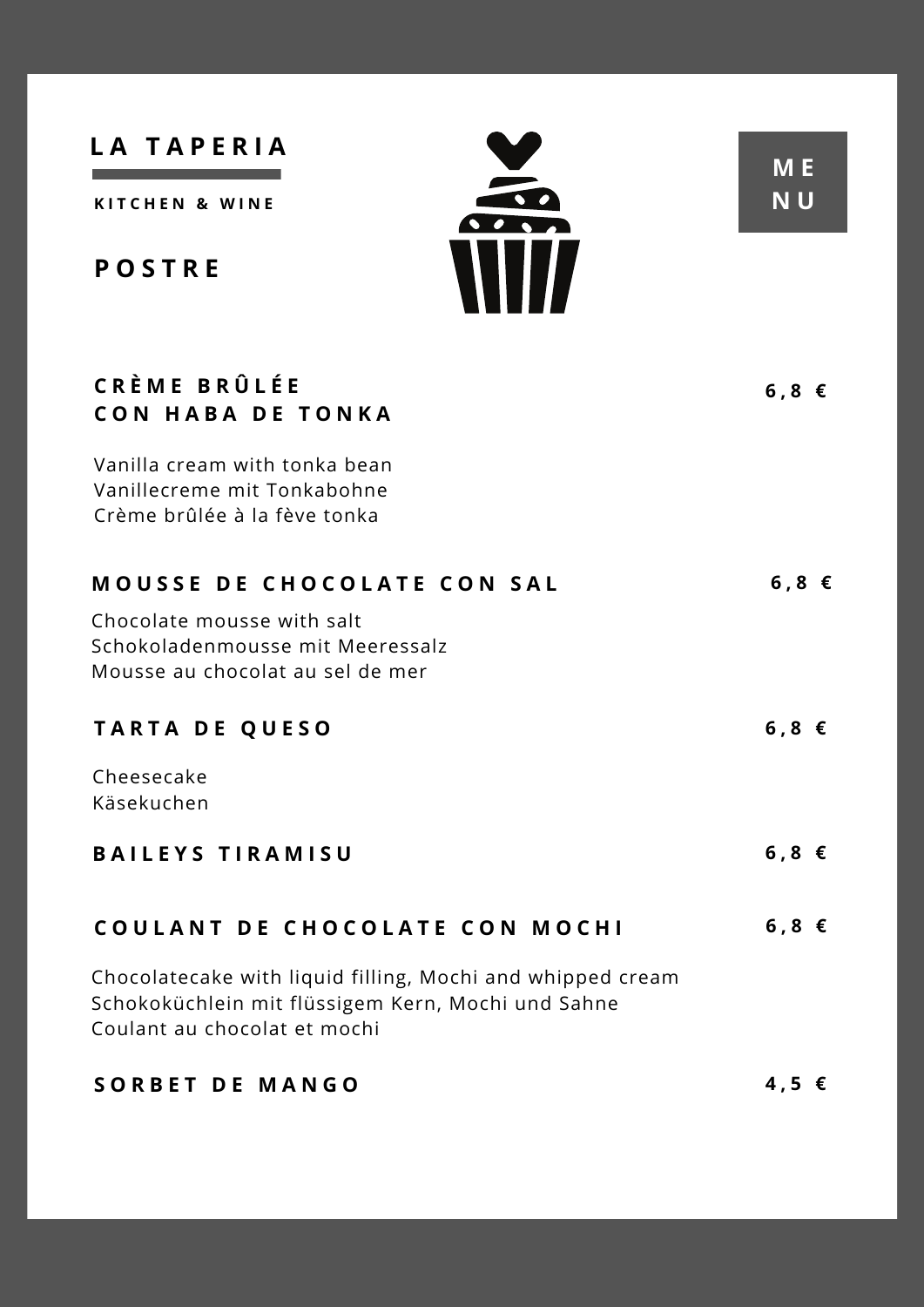# LA TAPERIA

KITCHEN & WINE

MENU

## POSTRE

### CRÈME BRÛLÉE CON HABA DE TONKA — 6,8 €

Vanilla cream with tonka bean
Vanillecreme mit Tonkabohne
Crème brûlée à la fève tonka

### MOUSSE DE CHOCOLATE CON SAL — 6,8 €

Chocolate mousse with salt
Schokoladenmousse mit Meeressalz
Mousse au chocolat au sel de mer

### TARTA DE QUESO — 6,8 €

Cheesecake
Käsekuchen

### BAILEYS TIRAMISU — 6,8 €

### COULANT DE CHOCOLATE CON MOCHI — 6,8 €

Chocolatecake with liquid filling, Mochi and whipped cream
Schokoküchlein mit flüssigem Kern, Mochi und Sahne
Coulant au chocolat et mochi

### SORBET DE MANGO — 4,5 €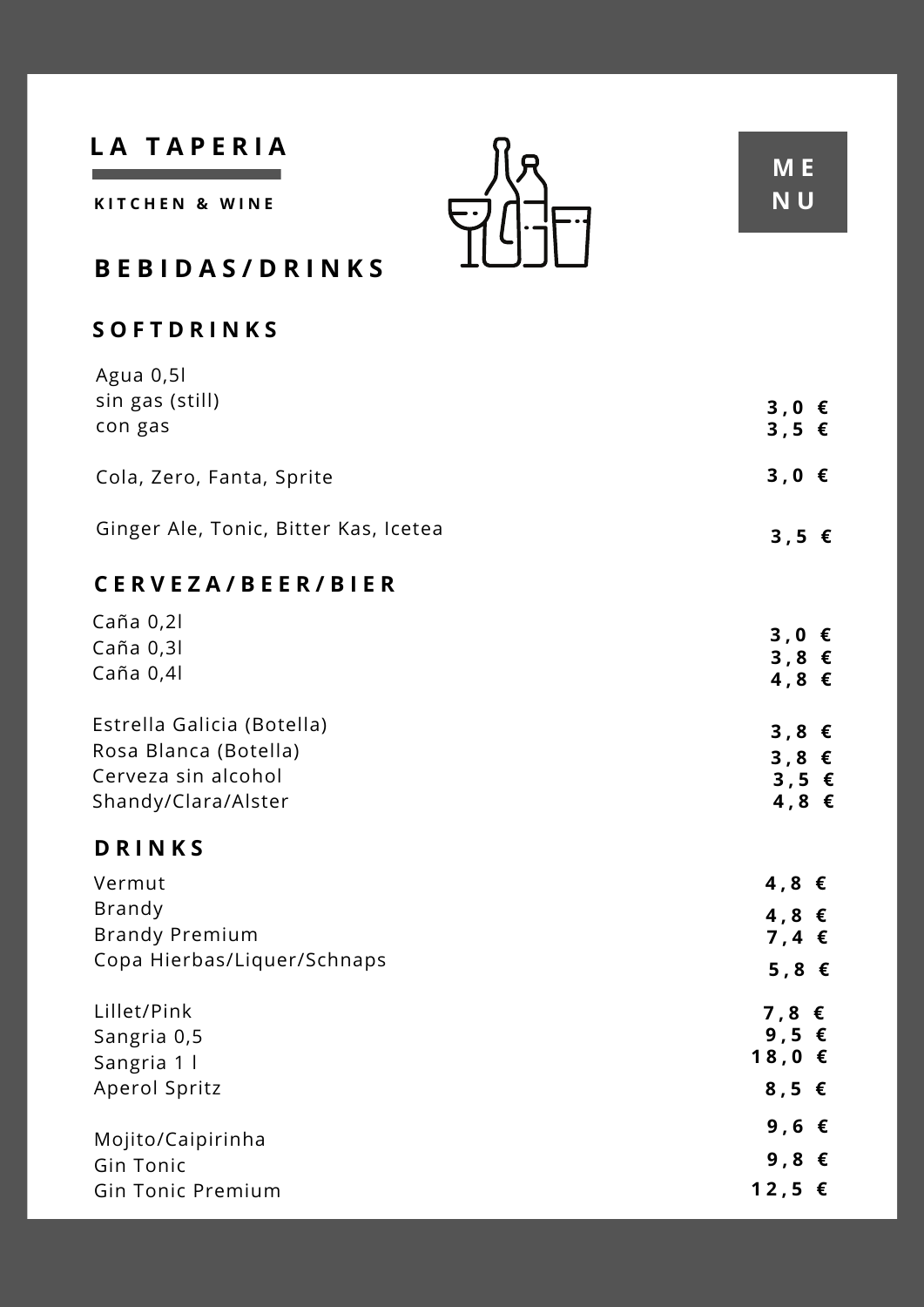# LA TAPERIA

KITCHEN & WINE

MENU

## BEBIDAS/DRINKS

### SOFTDRINKS

| | |
|---|---|
| Agua 0,5l | |
| sin gas (still) | 3,0 € |
| con gas | 3,5 € |
| Cola, Zero, Fanta, Sprite | 3,0 € |
| Ginger Ale, Tonic, Bitter Kas, Icetea | 3,5 € |

### CERVEZA/BEER/BIER

| | |
|---|---|
| Caña 0,2l | 3,0 € |
| Caña 0,3l | 3,8 € |
| Caña 0,4l | 4,8 € |
| Estrella Galicia (Botella) | 3,8 € |
| Rosa Blanca (Botella) | 3,8 € |
| Cerveza sin alcohol | 3,5 € |
| Shandy/Clara/Alster | 4,8 € |

### DRINKS

| | |
|---|---|
| Vermut | 4,8 € |
| Brandy | 4,8 € |
| Brandy Premium | 7,4 € |
| Copa Hierbas/Liquer/Schnaps | 5,8 € |
| Lillet/Pink | 7,8 € |
| Sangria 0,5 | 9,5 € |
| Sangria 1 l | 18,0 € |
| Aperol Spritz | 8,5 € |
| Mojito/Caipirinha | 9,6 € |
| Gin Tonic | 9,8 € |
| Gin Tonic Premium | 12,5 € |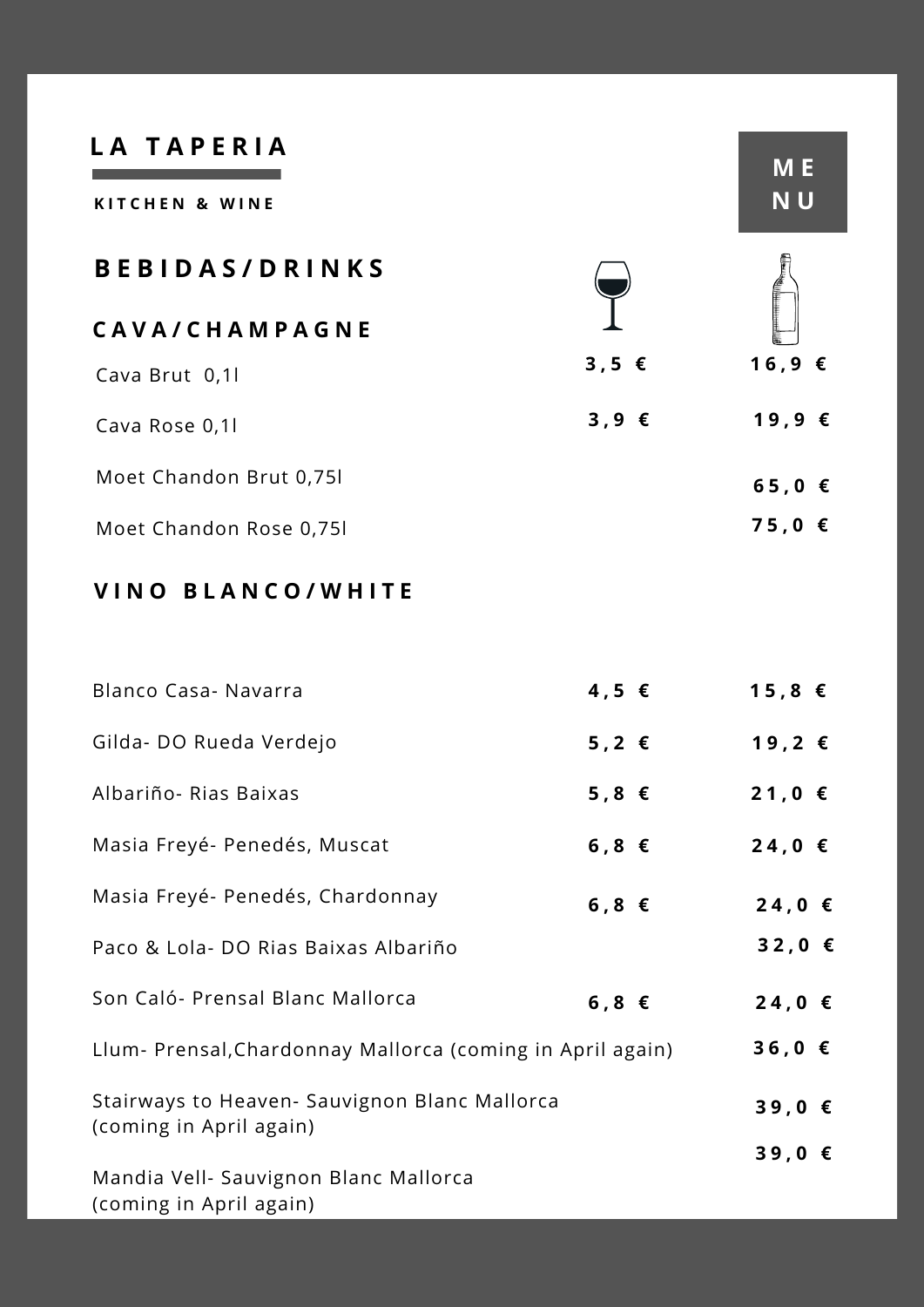# LA TAPERIA

KITCHEN & WINE

MENU

## BEBIDAS/DRINKS

### CAVA/CHAMPAGNE

| | Glass | Bottle |
|---|---|---|
| Cava Brut 0,1l | 3,5 € | 16,9 € |
| Cava Rose 0,1l | 3,9 € | 19,9 € |
| Moet Chandon Brut 0,75l | | 65,0 € |
| Moet Chandon Rose 0,75l | | 75,0 € |

### VINO BLANCO/WHITE

| | Glass | Bottle |
|---|---|---|
| Blanco Casa- Navarra | 4,5 € | 15,8 € |
| Gilda- DO Rueda Verdejo | 5,2 € | 19,2 € |
| Albariño- Rias Baixas | 5,8 € | 21,0 € |
| Masia Freyé- Penedés, Muscat | 6,8 € | 24,0 € |
| Masia Freyé- Penedés, Chardonnay | 6,8 € | 24,0 € |
| Paco & Lola- DO Rias Baixas Albariño | | 32,0 € |
| Son Caló- Prensal Blanc Mallorca | 6,8 € | 24,0 € |
| Llum- Prensal,Chardonnay Mallorca (coming in April again) | | 36,0 € |
| Stairways to Heaven- Sauvignon Blanc Mallorca (coming in April again) | | 39,0 € |
| Mandia Vell- Sauvignon Blanc Mallorca (coming in April again) | | 39,0 € |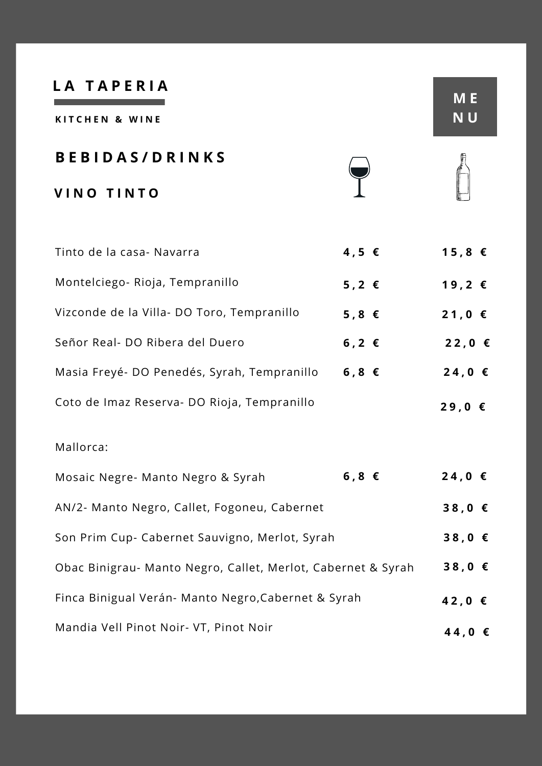# LA TAPERIA

KITCHEN & WINE

MENU

## BEBIDAS/DRINKS

### VINO TINTO

| | Copa | Botella |
|---|---|---|
| Tinto de la casa- Navarra | 4,5 € | 15,8 € |
| Montelciego- Rioja, Tempranillo | 5,2 € | 19,2 € |
| Vizconde de la Villa- DO Toro, Tempranillo | 5,8 € | 21,0 € |
| Señor Real- DO Ribera del Duero | 6,2 € | 22,0 € |
| Masia Freyé- DO Penedés, Syrah, Tempranillo | 6,8 € | 24,0 € |
| Coto de Imaz Reserva- DO Rioja, Tempranillo | | 29,0 € |
| Mallorca: | | |
| Mosaic Negre- Manto Negro & Syrah | 6,8 € | 24,0 € |
| AN/2- Manto Negro, Callet, Fogoneu, Cabernet | | 38,0 € |
| Son Prim Cup- Cabernet Sauvigno, Merlot, Syrah | | 38,0 € |
| Obac Binigrau- Manto Negro, Callet, Merlot, Cabernet & Syrah | | 38,0 € |
| Finca Binigual Verán- Manto Negro,Cabernet & Syrah | | 42,0 € |
| Mandia Vell Pinot Noir- VT, Pinot Noir | | 44,0 € |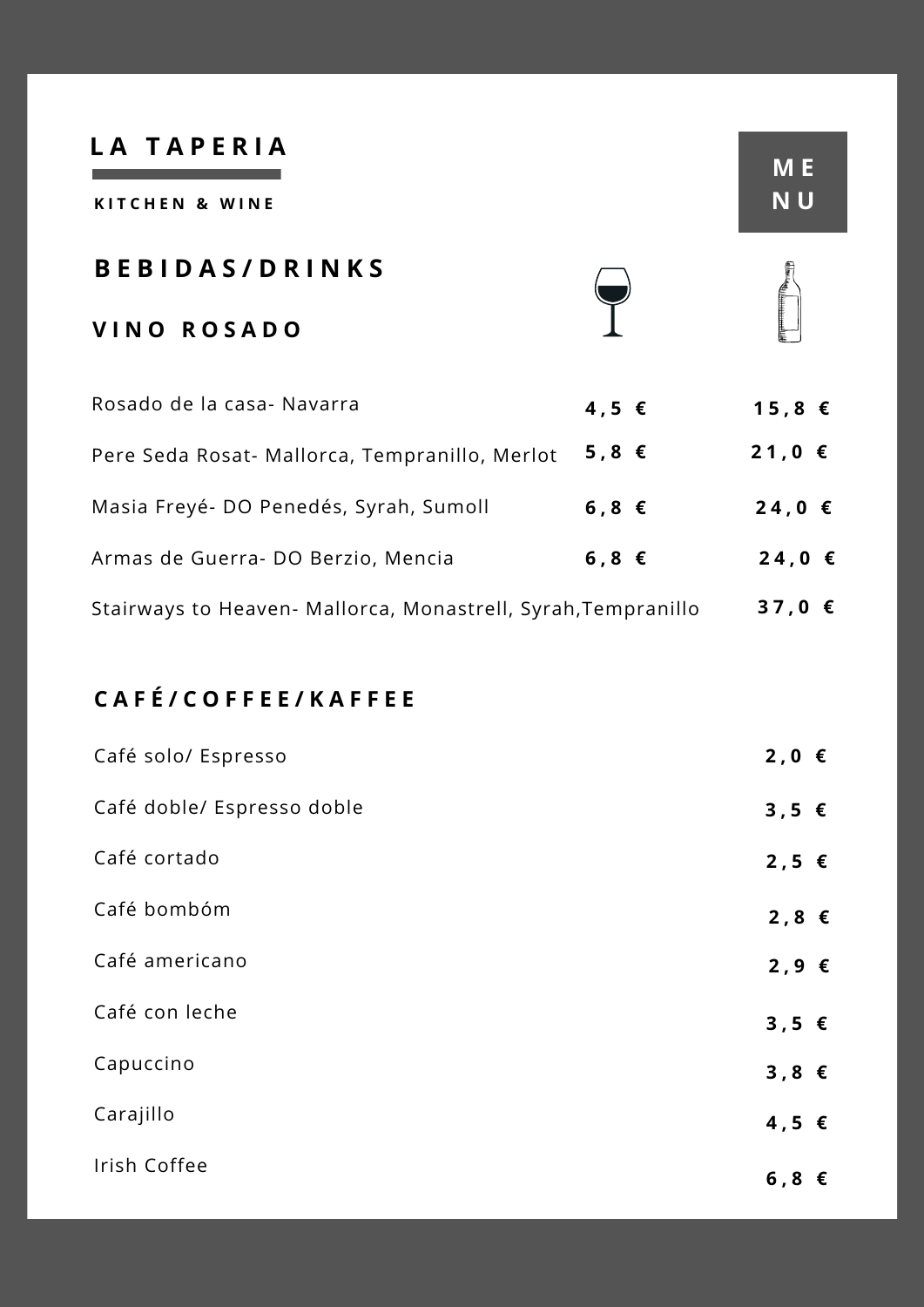# LA TAPERIA

KITCHEN & WINE

MENU

## BEBIDAS/DRINKS

### VINO ROSADO

| | Copa | Botella |
|---|---|---|
| Rosado de la casa- Navarra | 4,5 € | 15,8 € |
| Pere Seda Rosat- Mallorca, Tempranillo, Merlot | 5,8 € | 21,0 € |
| Masia Freyé- DO Penedés, Syrah, Sumoll | 6,8 € | 24,0 € |
| Armas de Guerra- DO Berzio, Mencia | 6,8 € | 24,0 € |
| Stairways to Heaven- Mallorca, Monastrell, Syrah,Tempranillo | | 37,0 € |

### CAFÉ/COFFEE/KAFFEE

| | |
|---|---|
| Café solo/ Espresso | 2,0 € |
| Café doble/ Espresso doble | 3,5 € |
| Café cortado | 2,5 € |
| Café bombóm | 2,8 € |
| Café americano | 2,9 € |
| Café con leche | 3,5 € |
| Capuccino | 3,8 € |
| Carajillo | 4,5 € |
| Irish Coffee | 6,8 € |